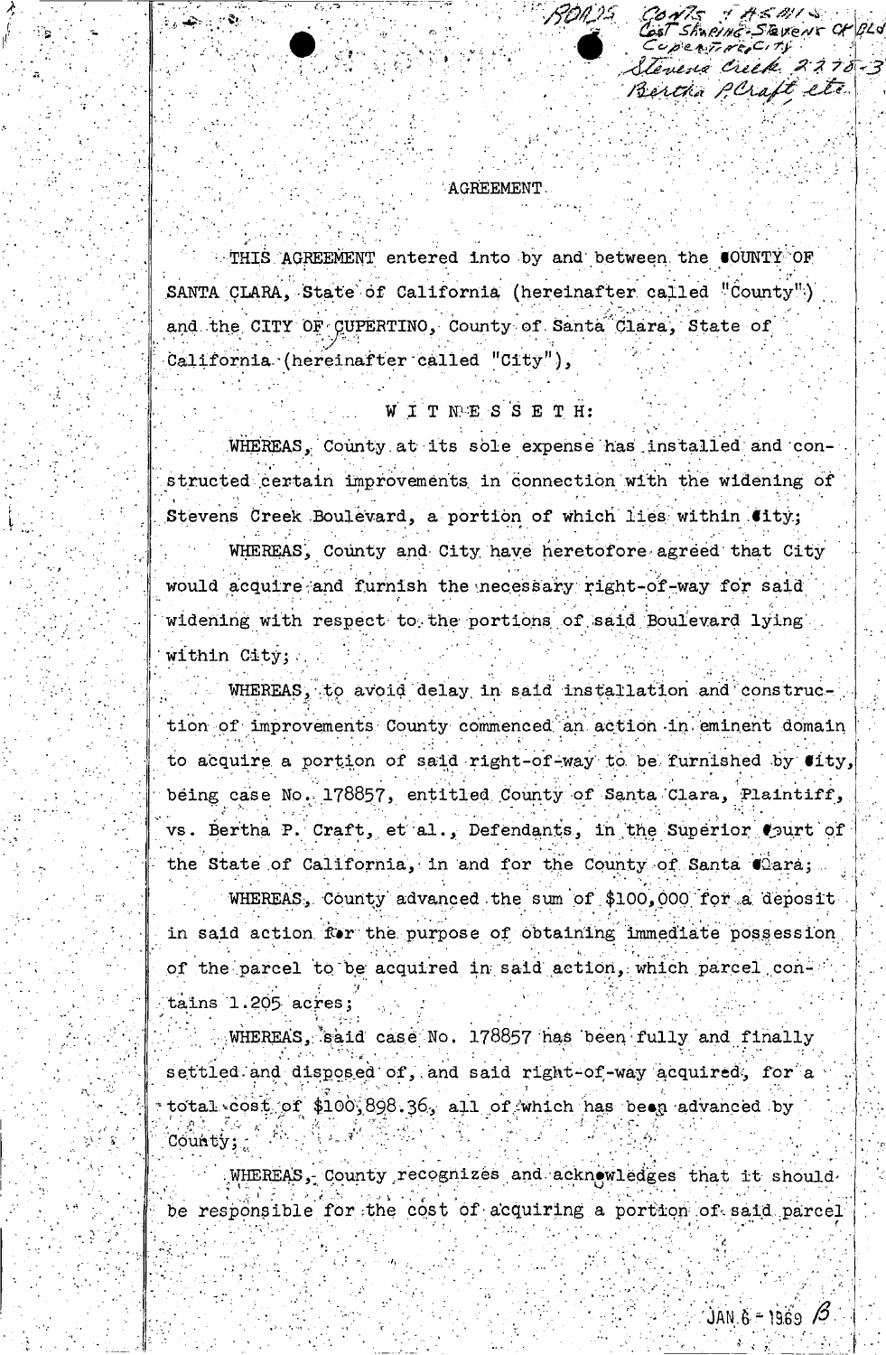# AGREEMENT

THIS AGREEMENT entered into by and between the COUNTY OF SANTA CLARA, State of California (hereinafter called "County") and the CITY OF CUPERTINO, County of Santa Clara, State of California (hereinafter called "City"),

W I T N E S S E T H:

WHEREAS, County at its sole expense has installed and constructed certain improvements in connection with the widening of Stevens Creek Boulevard, a portion of which lies within City;

WHEREAS, County and City have heretofore agreed that City would acquire and furnish the necessary right-of-way for said widening with respect to the portions of said Boulevard lying within City;

WHEREAS, to avoid delay in said installation and construction of improvements County commenced an action in eminent domain to acquire a portion of said right-of-way to be furnished by City, being case No. 178857, entitled County of Santa Clara, Plaintiff, vs. Bertha P. Craft, et al., Defendants, in the Superior Court of the State of California, in and for the County of Santa Clara;

WHEREAS, County advanced the sum of $100,000 for a deposit in said action for the purpose of obtaining immediate possession of the parcel to be acquired in said action, which parcel contains 1.205 acres;

WHEREAS, said case No. 178857 has been fully and finally settled and disposed of, and said right-of-way acquired, for a total cost of $100,898.36, all of which has been advanced by County;

WHEREAS, County recognizes and acknowledges that it should be responsible for the cost of acquiring a portion of said parcel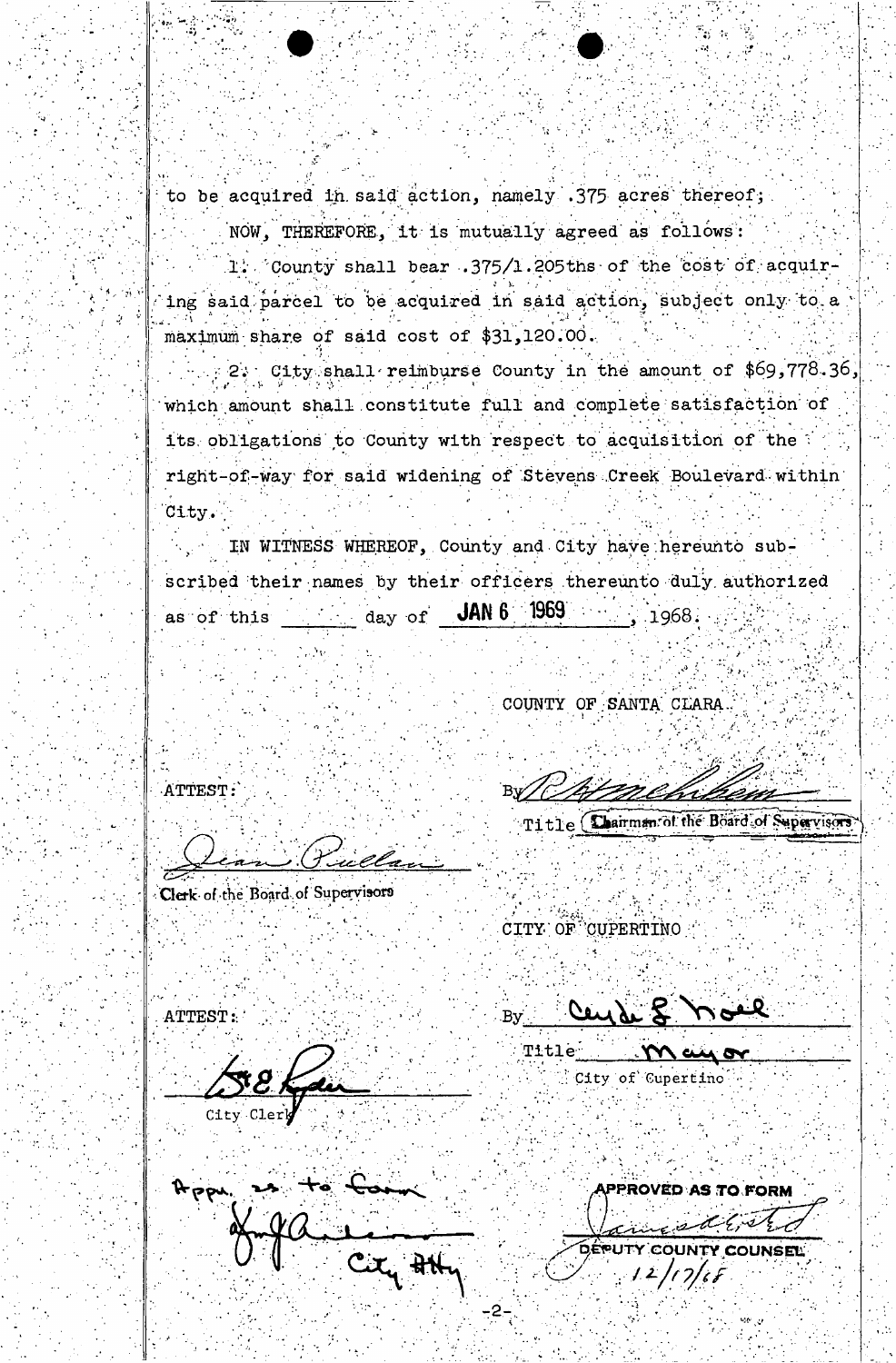to be acquired in said action, namely .375 acres thereof;

NOW, THEREFORE, it is mutually agreed as follows:

1. County shall bear .375/1.205ths of the cost of acquiring said parcel to be acquired in said action, subject only to a maximum share of said cost of $31,120.00.

2. City shall reimburse County in the amount of $69,778.36, which amount shall constitute full and complete satisfaction of its obligations to County with respect to acquisition of the right-of-way for said widening of Stevens Creek Boulevard within City.

IN WITNESS WHEREOF, County and City have hereunto subscribed their names by their officers thereunto duly authorized as of this ____ day of **JAN 6 1969**, 1968.

COUNTY OF SANTA CLARA

By _[signature]_

Title Chairman of the Board of Supervisors

ATTEST:

_[signature: Jean Pullan]_

Clerk of the Board of Supervisors

CITY OF CUPERTINO

By _[signature: Clyde L. Noel]_

Title Mayor

City of Cupertino

ATTEST:

_[signature]_

City Clerk

Appr. as to form

_[signature]_

City Atty

APPROVED AS TO FORM

_[signature]_

DEPUTY COUNTY COUNSEL

12/17/68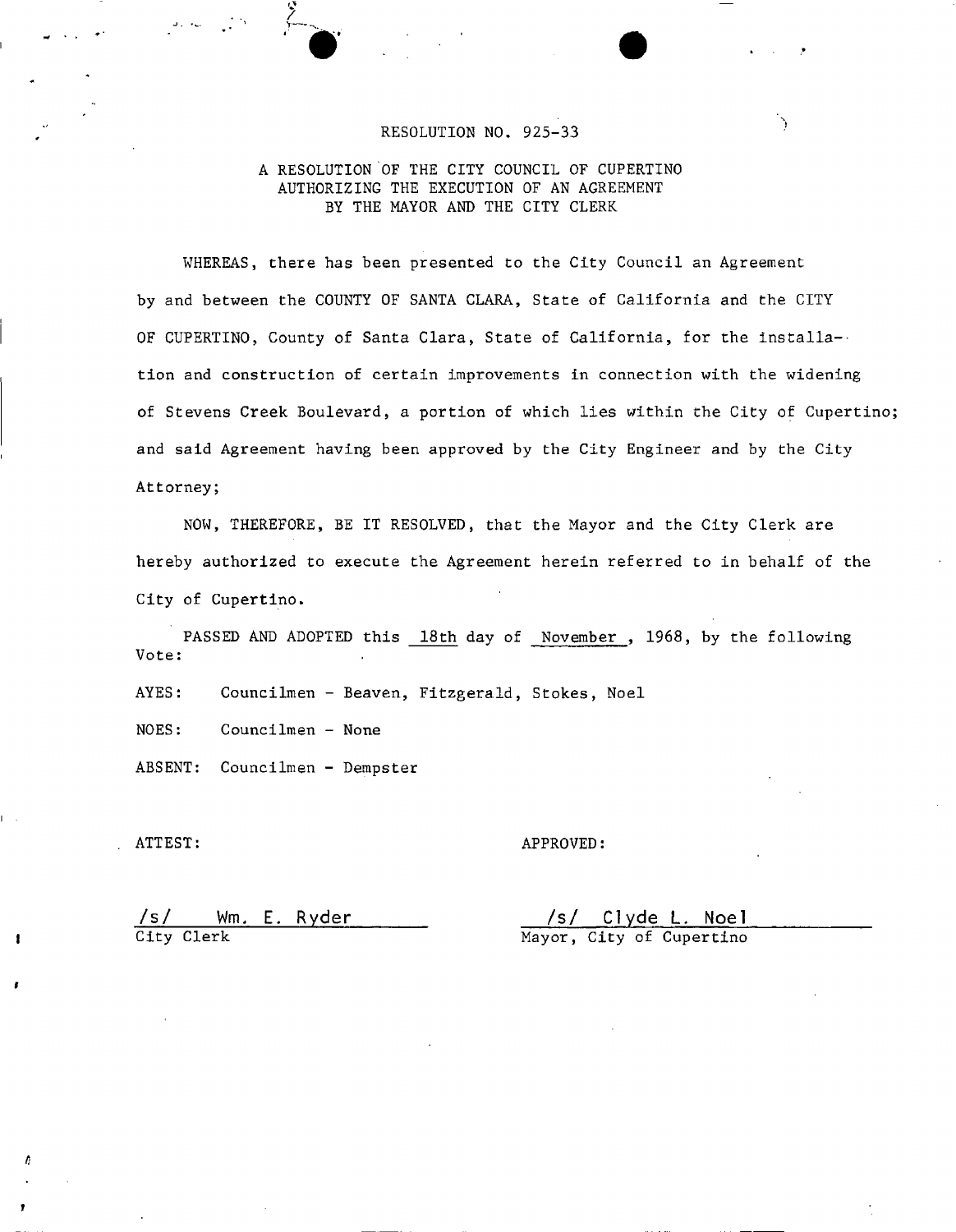RESOLUTION NO. 925-33

A RESOLUTION OF THE CITY COUNCIL OF CUPERTINO AUTHORIZING THE EXECUTION OF AN AGREEMENT BY THE MAYOR AND THE CITY CLERK

WHEREAS, there has been presented to the City Council an Agreement by and between the COUNTY OF SANTA CLARA, State of California and the CITY OF CUPERTINO, County of Santa Clara, State of California, for the installation and construction of certain improvements in connection with the widening of Stevens Creek Boulevard, a portion of which lies within the City of Cupertino; and said Agreement having been approved by the City Engineer and by the City Attorney;

NOW, THEREFORE, BE IT RESOLVED, that the Mayor and the City Clerk are hereby authorized to execute the Agreement herein referred to in behalf of the City of Cupertino.

PASSED AND ADOPTED this 18th day of November, 1968, by the following Vote:

AYES: Councilmen - Beaven, Fitzgerald, Stokes, Noel

NOES: Councilmen - None

ABSENT: Councilmen - Dempster

ATTEST:

/s/ Wm. E. Ryder
City Clerk

APPROVED:

/s/ Clyde L. Noel
Mayor, City of Cupertino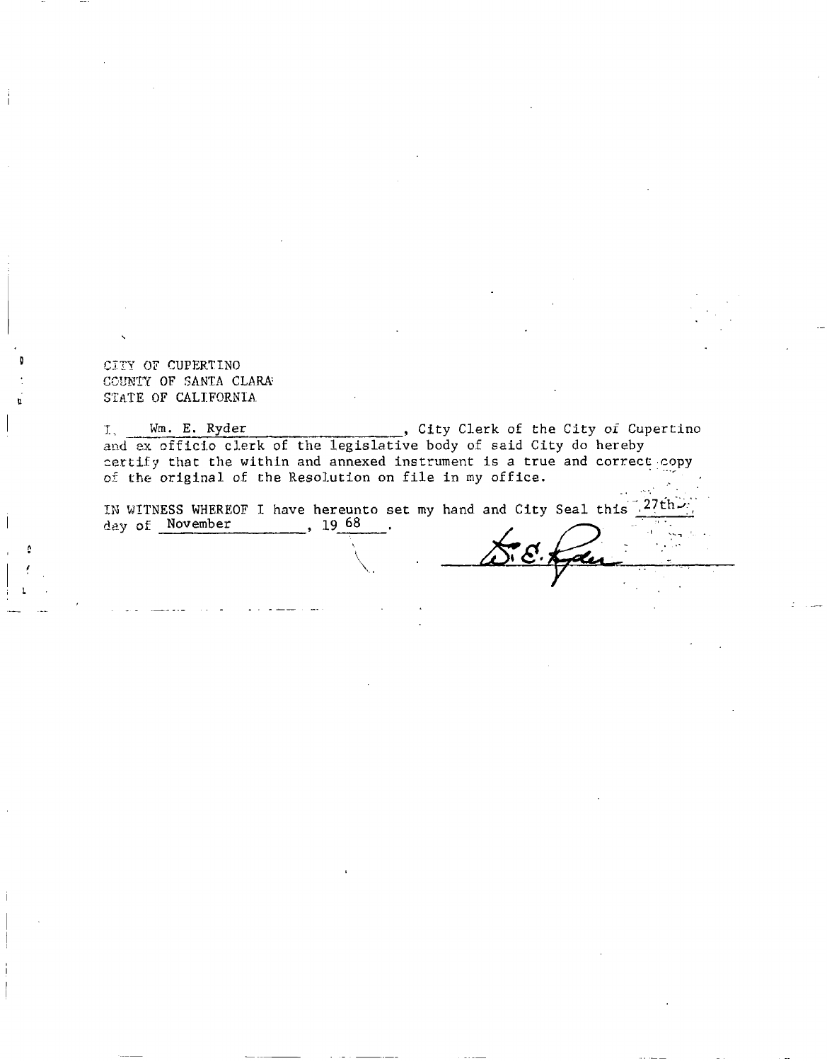CITY OF CUPERTINO
COUNTY OF SANTA CLARA
STATE OF CALIFORNIA

I, Wm. E. Ryder, City Clerk of the City of Cupertino and ex officio clerk of the legislative body of said City do hereby certify that the within and annexed instrument is a true and correct copy of the original of the Resolution on file in my office.

IN WITNESS WHEREOF I have hereunto set my hand and City Seal this 27th day of November, 19 68.

W. E. Ryder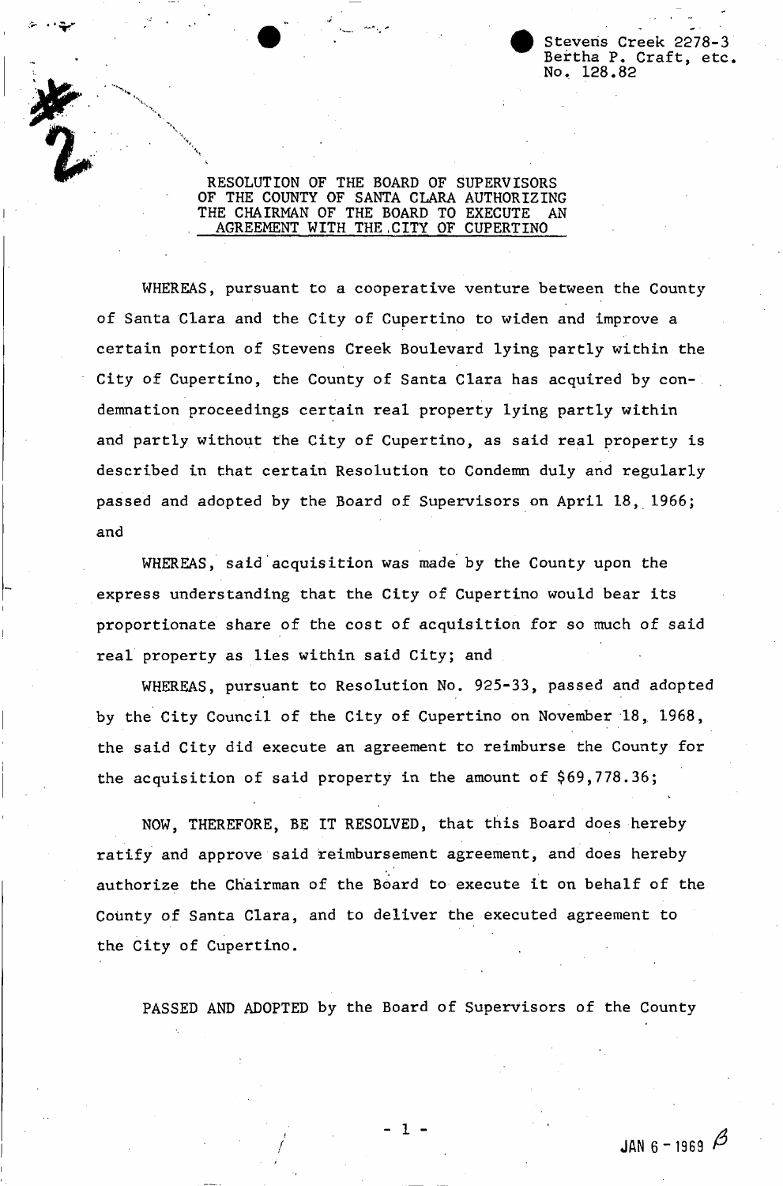#2

Stevens Creek 2278-3
Bertha P. Craft, etc.
No. 128.82

RESOLUTION OF THE BOARD OF SUPERVISORS OF THE COUNTY OF SANTA CLARA AUTHORIZING THE CHAIRMAN OF THE BOARD TO EXECUTE AN AGREEMENT WITH THE CITY OF CUPERTINO

WHEREAS, pursuant to a cooperative venture between the County of Santa Clara and the City of Cupertino to widen and improve a certain portion of Stevens Creek Boulevard lying partly within the City of Cupertino, the County of Santa Clara has acquired by condemnation proceedings certain real property lying partly within and partly without the City of Cupertino, as said real property is described in that certain Resolution to Condemn duly and regularly passed and adopted by the Board of Supervisors on April 18, 1966; and

WHEREAS, said acquisition was made by the County upon the express understanding that the City of Cupertino would bear its proportionate share of the cost of acquisition for so much of said real property as lies within said City; and

WHEREAS, pursuant to Resolution No. 925-33, passed and adopted by the City Council of the City of Cupertino on November 18, 1968, the said City did execute an agreement to reimburse the County for the acquisition of said property in the amount of $69,778.36;

NOW, THEREFORE, BE IT RESOLVED, that this Board does hereby ratify and approve said reimbursement agreement, and does hereby authorize the Chairman of the Board to execute it on behalf of the County of Santa Clara, and to deliver the executed agreement to the City of Cupertino.

PASSED AND ADOPTED by the Board of Supervisors of the County

JAN 6 - 1969 β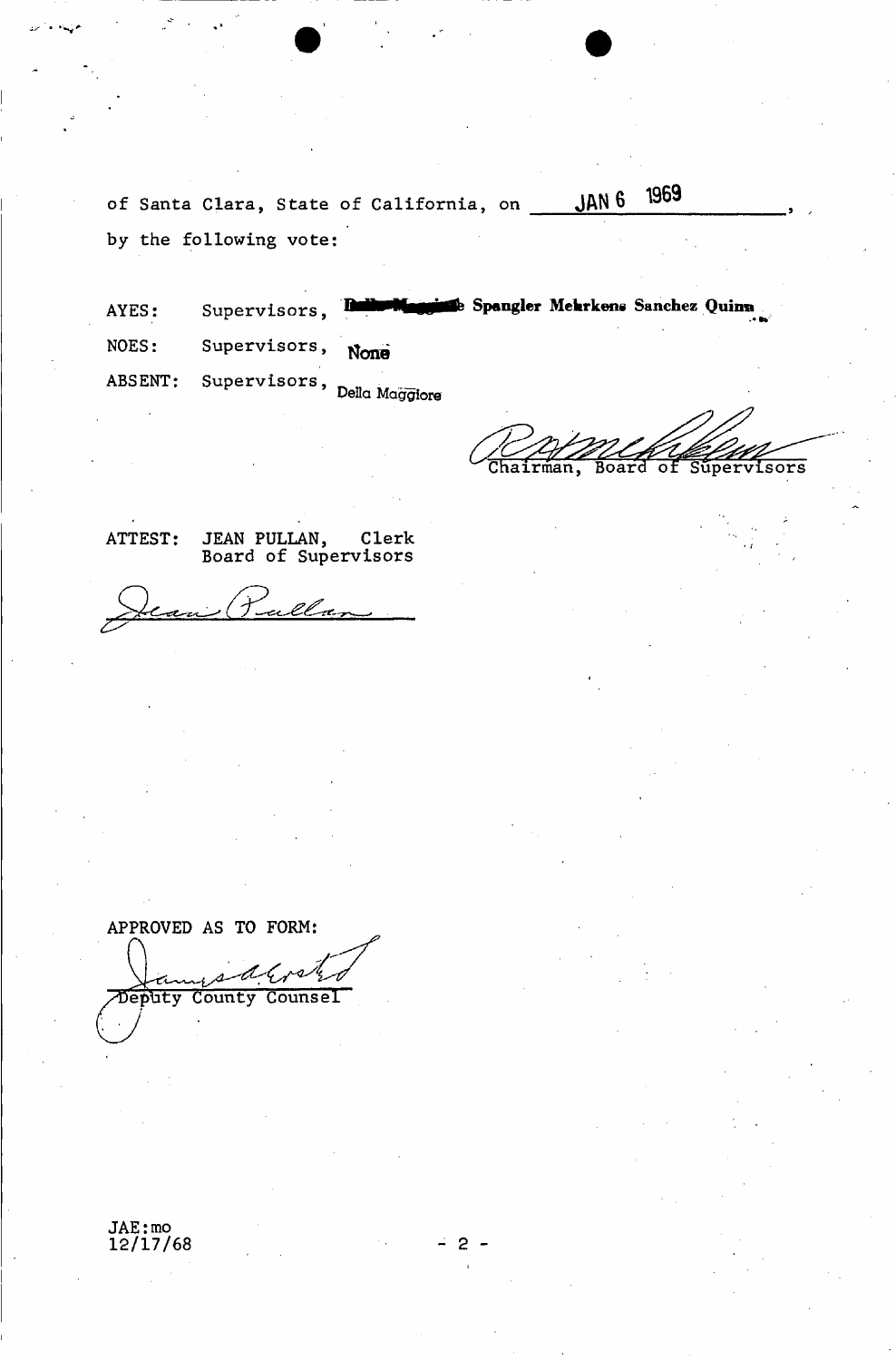of Santa Clara, State of California, on JAN 6 1969,

by the following vote:

AYES: Supervisors, Della Maggiore Spangler Mehrkens Sanchez Quinn

NOES: Supervisors, None

ABSENT: Supervisors, Della Maggiore

Chairman, Board of Supervisors

ATTEST: JEAN PULLAN, Clerk
Board of Supervisors

APPROVED AS TO FORM:

Deputy County Counsel

JAE:mo
12/17/68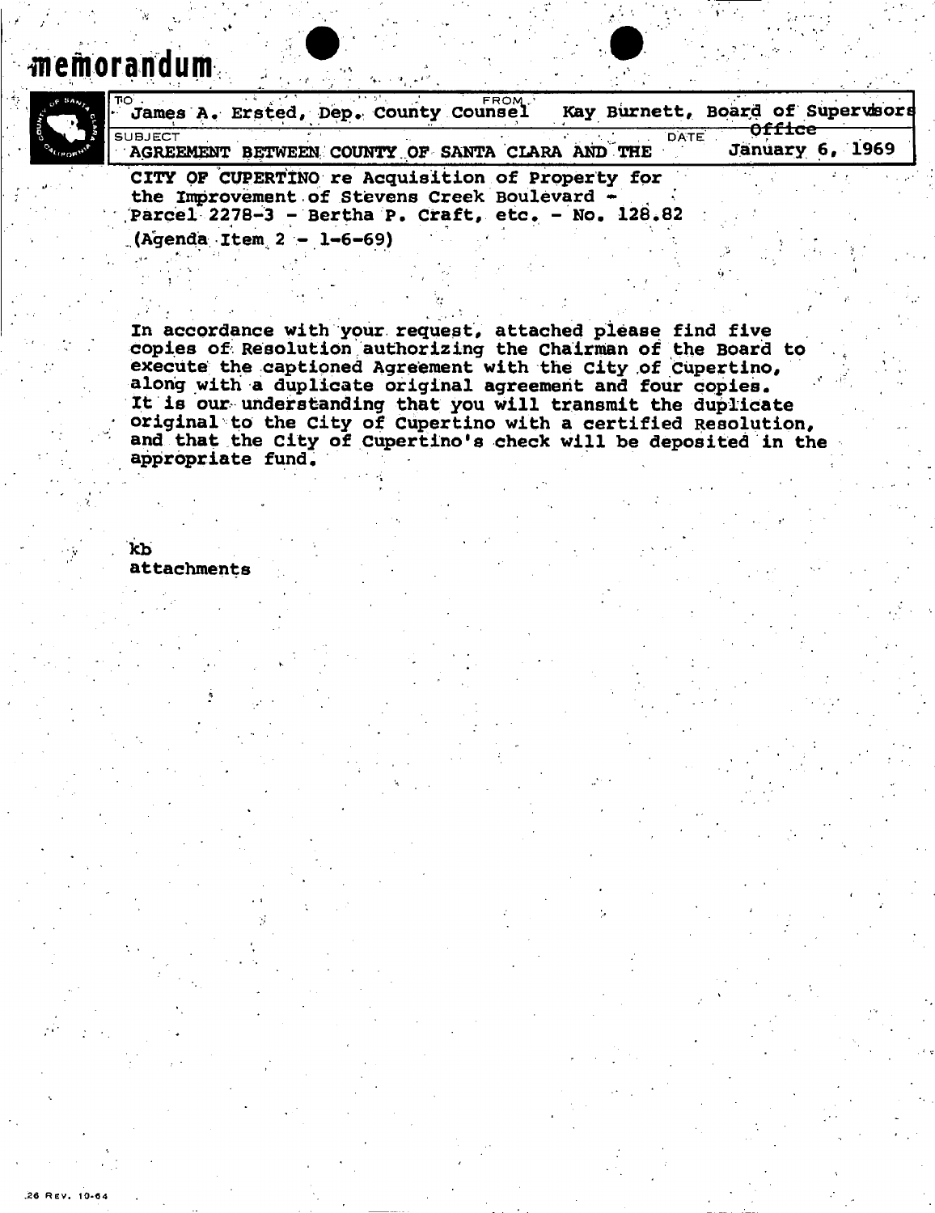# memorandum

| TO | FROM |
|---|---|
| James A. Ersted, Dep. County Counsel | Kay Burnett, Board of Supervisors Office |
| SUBJECT | DATE |
| AGREEMENT BETWEEN COUNTY OF SANTA CLARA AND THE | January 6, 1969 |

CITY OF CUPERTINO re Acquisition of Property for the Improvement of Stevens Creek Boulevard - Parcel 2278-3 - Bertha P. Craft, etc. - No. 128.82

(Agenda Item 2 - 1-6-69)

In accordance with your request, attached please find five copies of Resolution authorizing the Chairman of the Board to execute the captioned Agreement with the City of Cupertino, along with a duplicate original agreement and four copies. It is our understanding that you will transmit the duplicate original to the City of Cupertino with a certified Resolution, and that the City of Cupertino's check will be deposited in the appropriate fund.

kb
attachments

.26 REV. 10-64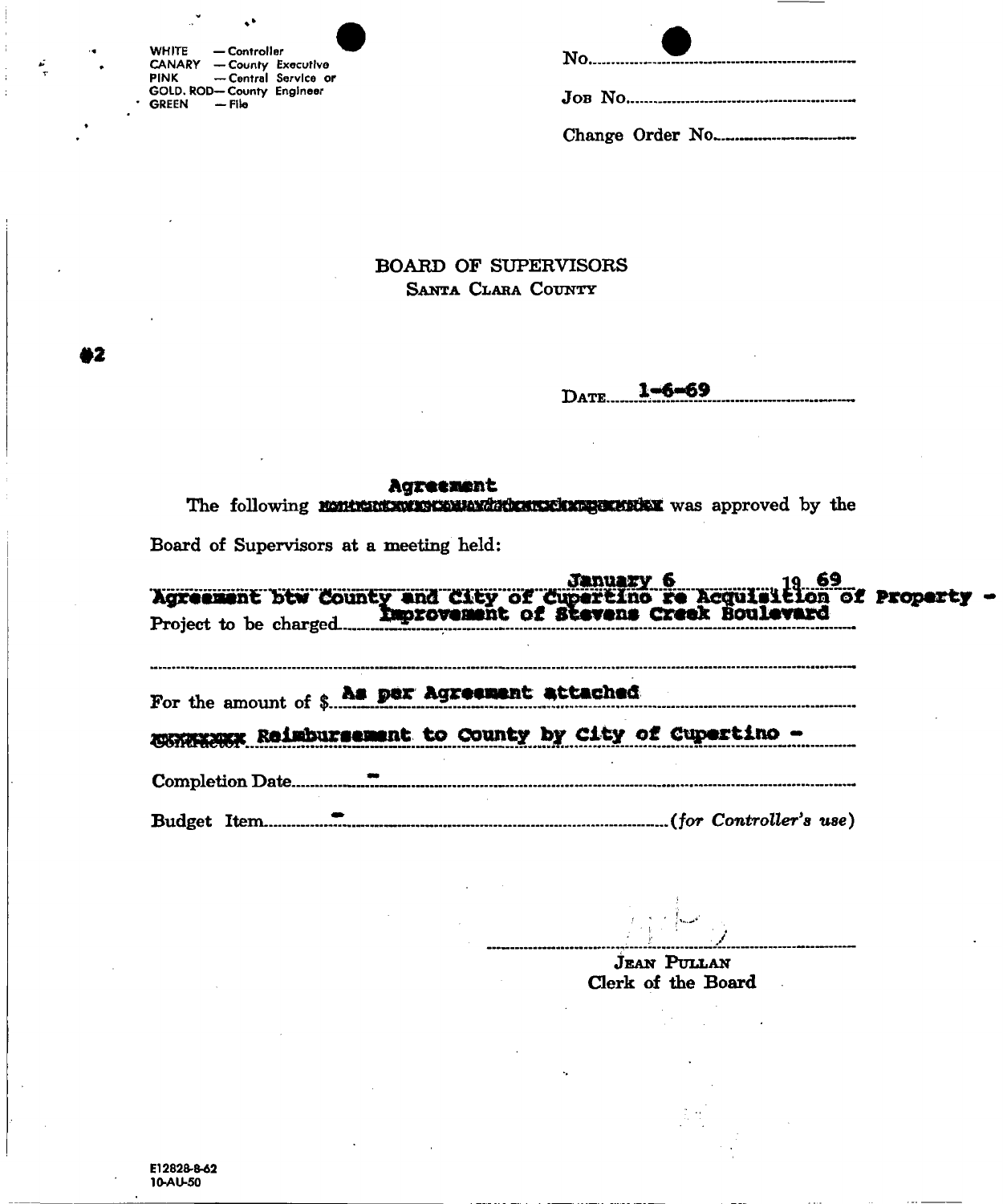WHITE — Controller
CANARY — County Executive
PINK — Central Service or
GOLD. ROD— County Engineer
GREEN — File

No.

Job No.

Change Order No.

# BOARD OF SUPERVISORS
## Santa Clara County

#2

Date 1-6-69

Agreement

The following ~~contract~~ was approved by the Board of Supervisors at a meeting held:

January 6, 1969

Agreement btw County and City of Cupertino re Acquisition of Property - Improvement of Stevens Creek Boulevard

Project to be charged

For the amount of $ As per Agreement attached

~~Contractor~~ Reimbursement to County by City of Cupertino -

Completion Date -

Budget Item - *(for Controller's use)*

Jean Pullan
Clerk of the Board

E12828-8-62
10-AU-50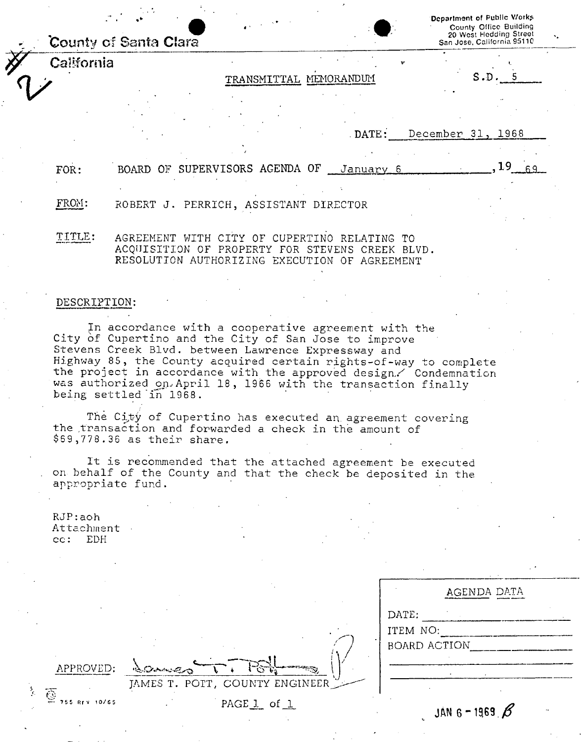County of Santa Clara
California

Department of Public Works
County Office Building
20 West Hedding Street
San Jose, California 95110

TRANSMITTAL MEMORANDUM

S.D. 5

DATE: December 31, 1968

FOR: BOARD OF SUPERVISORS AGENDA OF January 6, 1969

FROM: ROBERT J. PERRICH, ASSISTANT DIRECTOR

TITLE: AGREEMENT WITH CITY OF CUPERTINO RELATING TO ACQUISITION OF PROPERTY FOR STEVENS CREEK BLVD. RESOLUTION AUTHORIZING EXECUTION OF AGREEMENT

DESCRIPTION:

In accordance with a cooperative agreement with the City of Cupertino and the City of San Jose to improve Stevens Creek Blvd. between Lawrence Expressway and Highway 85, the County acquired certain rights-of-way to complete the project in accordance with the approved design. Condemnation was authorized on April 18, 1966 with the transaction finally being settled in 1968.

The City of Cupertino has executed an agreement covering the transaction and forwarded a check in the amount of $69,778.36 as their share.

It is recommended that the attached agreement be executed on behalf of the County and that the check be deposited in the appropriate fund.

RJP:aoh
Attachment
cc: EDH

APPROVED: JAMES T. POTT, COUNTY ENGINEER

AGENDA DATA

DATE:

ITEM NO:

BOARD ACTION

JAN 6 - 1969

755 Rev 10/65